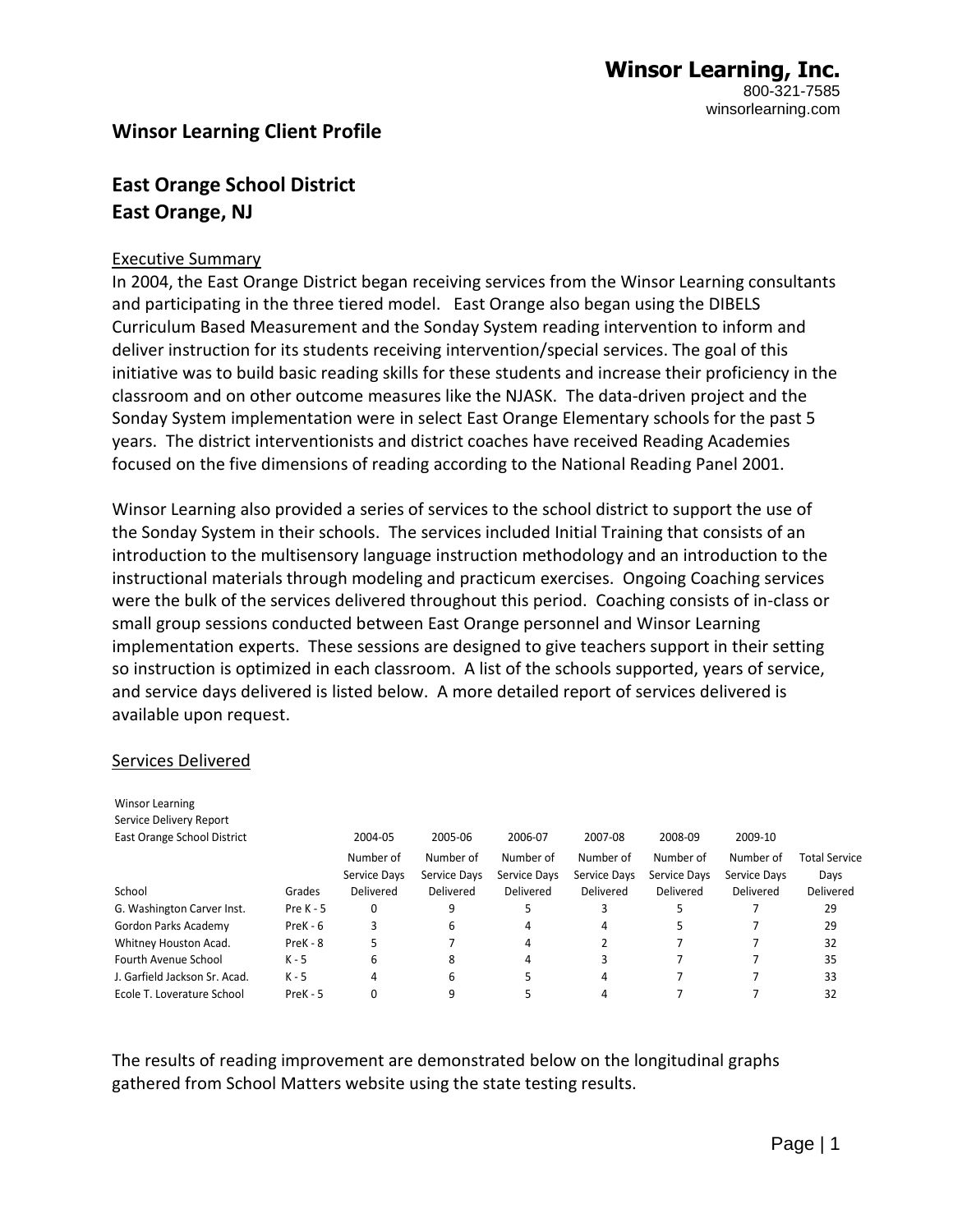**Winsor Learning, Inc.**
800-321-7585
winsorlearning.com

## Winsor Learning Client Profile

## East Orange School District
## East Orange, NJ

Executive Summary

In 2004, the East Orange District began receiving services from the Winsor Learning consultants and participating in the three tiered model. East Orange also began using the DIBELS Curriculum Based Measurement and the Sonday System reading intervention to inform and deliver instruction for its students receiving intervention/special services. The goal of this initiative was to build basic reading skills for these students and increase their proficiency in the classroom and on other outcome measures like the NJASK. The data-driven project and the Sonday System implementation were in select East Orange Elementary schools for the past 5 years. The district interventionists and district coaches have received Reading Academies focused on the five dimensions of reading according to the National Reading Panel 2001.

Winsor Learning also provided a series of services to the school district to support the use of the Sonday System in their schools. The services included Initial Training that consists of an introduction to the multisensory language instruction methodology and an introduction to the instructional materials through modeling and practicum exercises. Ongoing Coaching services were the bulk of the services delivered throughout this period. Coaching consists of in-class or small group sessions conducted between East Orange personnel and Winsor Learning implementation experts. These sessions are designed to give teachers support in their setting so instruction is optimized in each classroom. A list of the schools supported, years of service, and service days delivered is listed below. A more detailed report of services delivered is available upon request.

Services Delivered

Winsor Learning
Service Delivery Report
East Orange School District

| School | Grades | 2004-05 Number of Service Days Delivered | 2005-06 Number of Service Days Delivered | 2006-07 Number of Service Days Delivered | 2007-08 Number of Service Days Delivered | 2008-09 Number of Service Days Delivered | 2009-10 Number of Service Days Delivered | Total Service Days Delivered |
|---|---|---|---|---|---|---|---|---|
| G. Washington Carver Inst. | Pre K - 5 | 0 | 9 | 5 | 3 | 5 | 7 | 29 |
| Gordon Parks Academy | PreK - 6 | 3 | 6 | 4 | 4 | 5 | 7 | 29 |
| Whitney Houston Acad. | PreK - 8 | 5 | 7 | 4 | 2 | 7 | 7 | 32 |
| Fourth Avenue School | K - 5 | 6 | 8 | 4 | 3 | 7 | 7 | 35 |
| J. Garfield Jackson Sr. Acad. | K - 5 | 4 | 6 | 5 | 4 | 7 | 7 | 33 |
| Ecole T. Loverature School | PreK - 5 | 0 | 9 | 5 | 4 | 7 | 7 | 32 |

The results of reading improvement are demonstrated below on the longitudinal graphs gathered from School Matters website using the state testing results.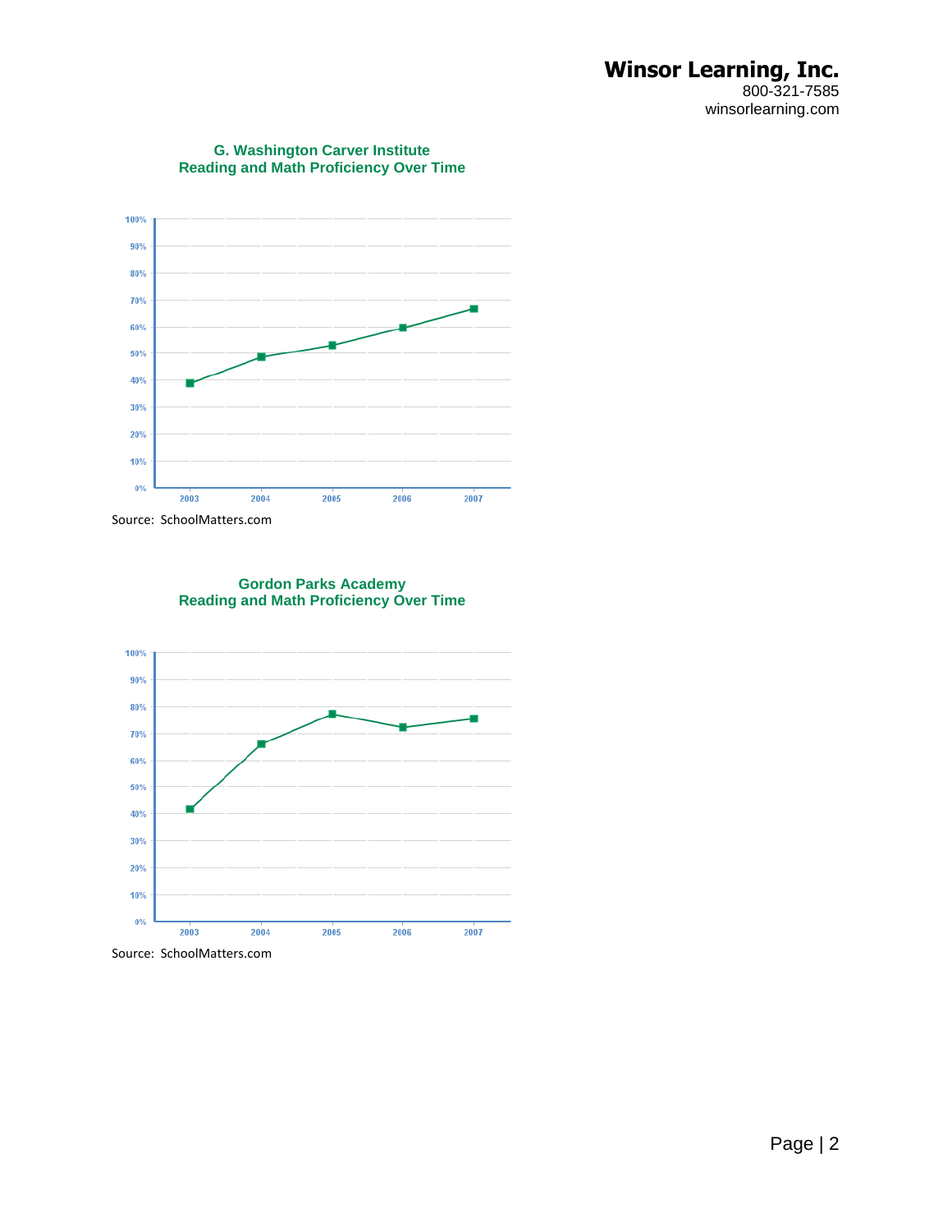**Winsor Learning, Inc.**
800-321-7585
winsorlearning.com

**G. Washington Carver Institute**
**Reading and Math Proficiency Over Time**

Source: SchoolMatters.com

**Gordon Parks Academy**
**Reading and Math Proficiency Over Time**

Source: SchoolMatters.com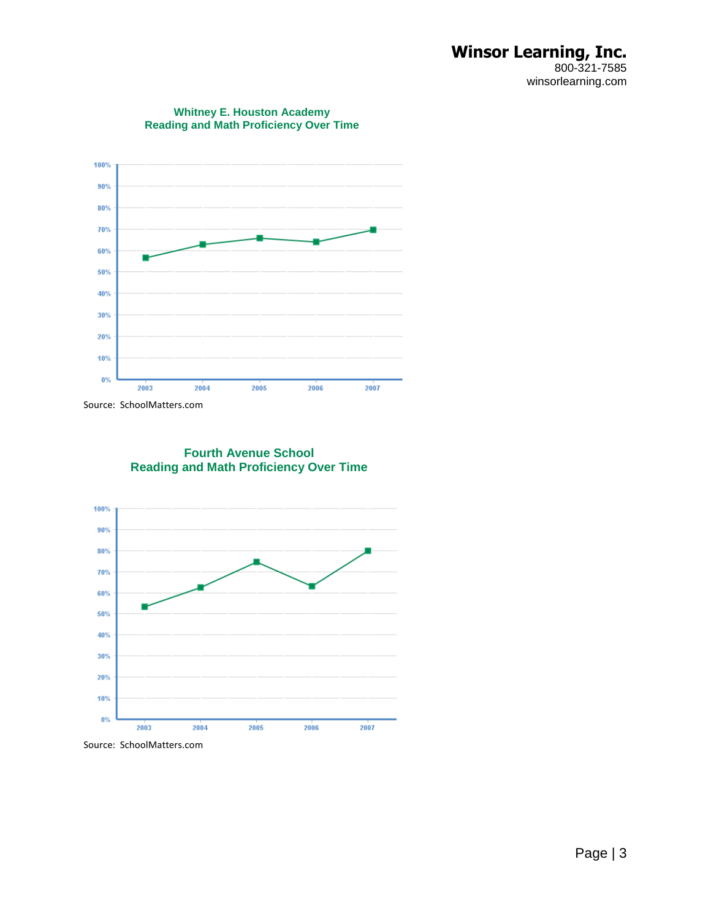**Whitney E. Houston Academy**
**Reading and Math Proficiency Over Time**

Source: SchoolMatters.com

**Fourth Avenue School**
**Reading and Math Proficiency Over Time**

Source: SchoolMatters.com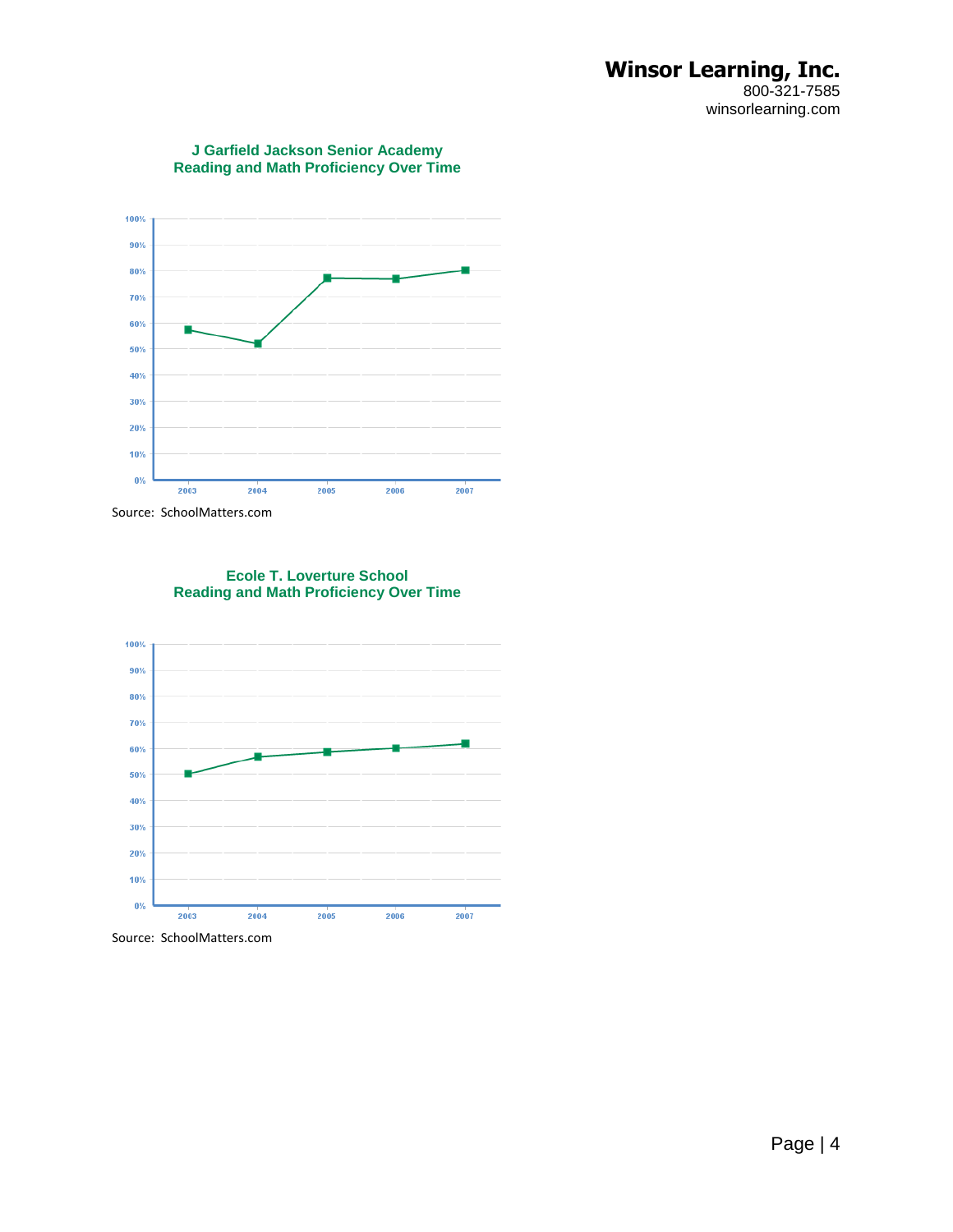**Winsor Learning, Inc.**
800-321-7585
winsorlearning.com

**J Garfield Jackson Senior Academy**
**Reading and Math Proficiency Over Time**

100%
90%
80%
70%
60%
50%
40%
30%
20%
10%
0%

2003
2004
2005
2006
2007

Source: SchoolMatters.com

**Ecole T. Loverture School**
**Reading and Math Proficiency Over Time**

100%
90%
80%
70%
60%
50%
40%
30%
20%
10%
0%

2003
2004
2005
2006
2007

Source: SchoolMatters.com